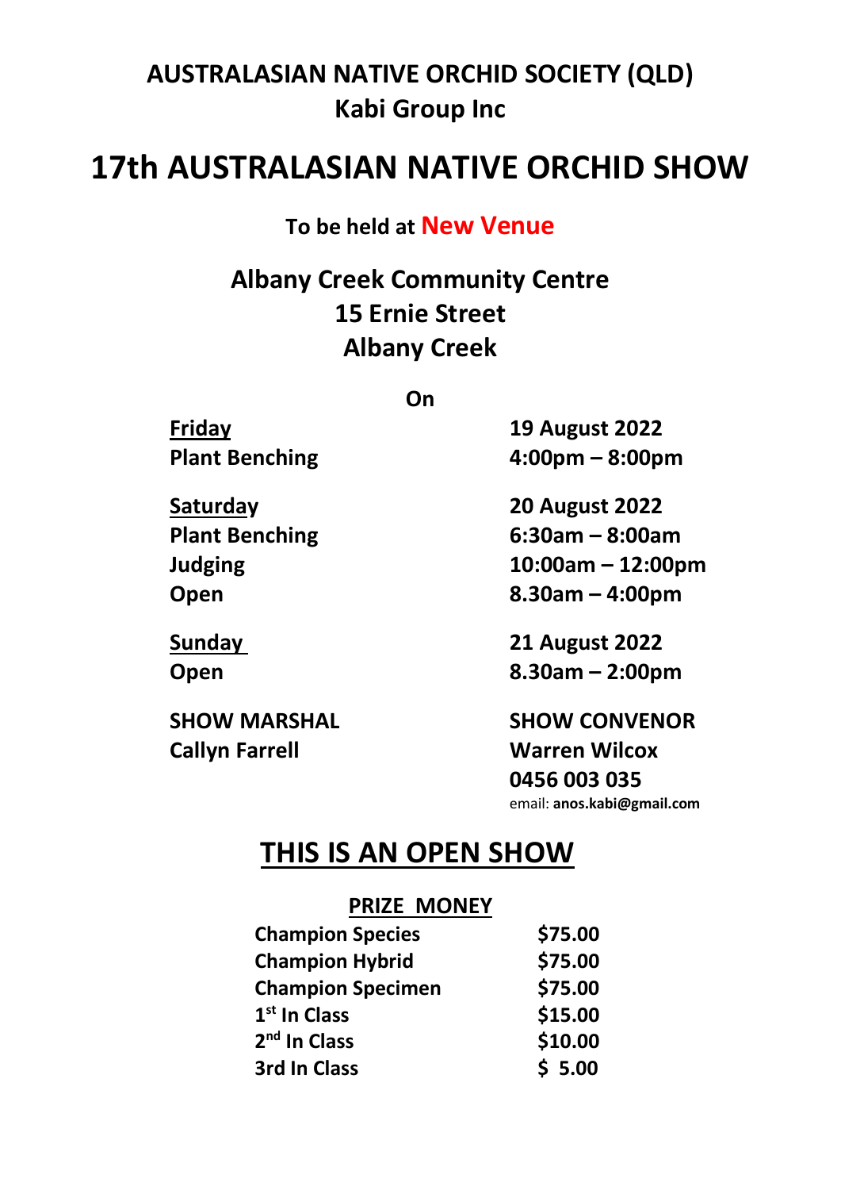## AUSTRALASIAN NATIVE ORCHID SOCIETY (QLD)
## Kabi Group Inc

# 17th AUSTRALASIAN NATIVE ORCHID SHOW

**To be held at New Venue**

## Albany Creek Community Centre
## 15 Ernie Street
## Albany Creek

**On**

| | |
|---|---|
| **Friday** | **19 August 2022** |
| **Plant Benching** | **4:00pm – 8:00pm** |
| **Saturday** | **20 August 2022** |
| **Plant Benching** | **6:30am – 8:00am** |
| **Judging** | **10:00am – 12:00pm** |
| **Open** | **8.30am – 4:00pm** |
| **Sunday** | **21 August 2022** |
| **Open** | **8.30am – 2:00pm** |

**SHOW MARSHAL**
**Callyn Farrell**

**SHOW CONVENOR**
**Warren Wilcox**
**0456 003 035**
email: **anos.kabi@gmail.com**

## THIS IS AN OPEN SHOW

**PRIZE MONEY**

| | |
|---|---|
| **Champion Species** | **$75.00** |
| **Champion Hybrid** | **$75.00** |
| **Champion Specimen** | **$75.00** |
| **1st In Class** | **$15.00** |
| **2nd In Class** | **$10.00** |
| **3rd In Class** | **$ 5.00** |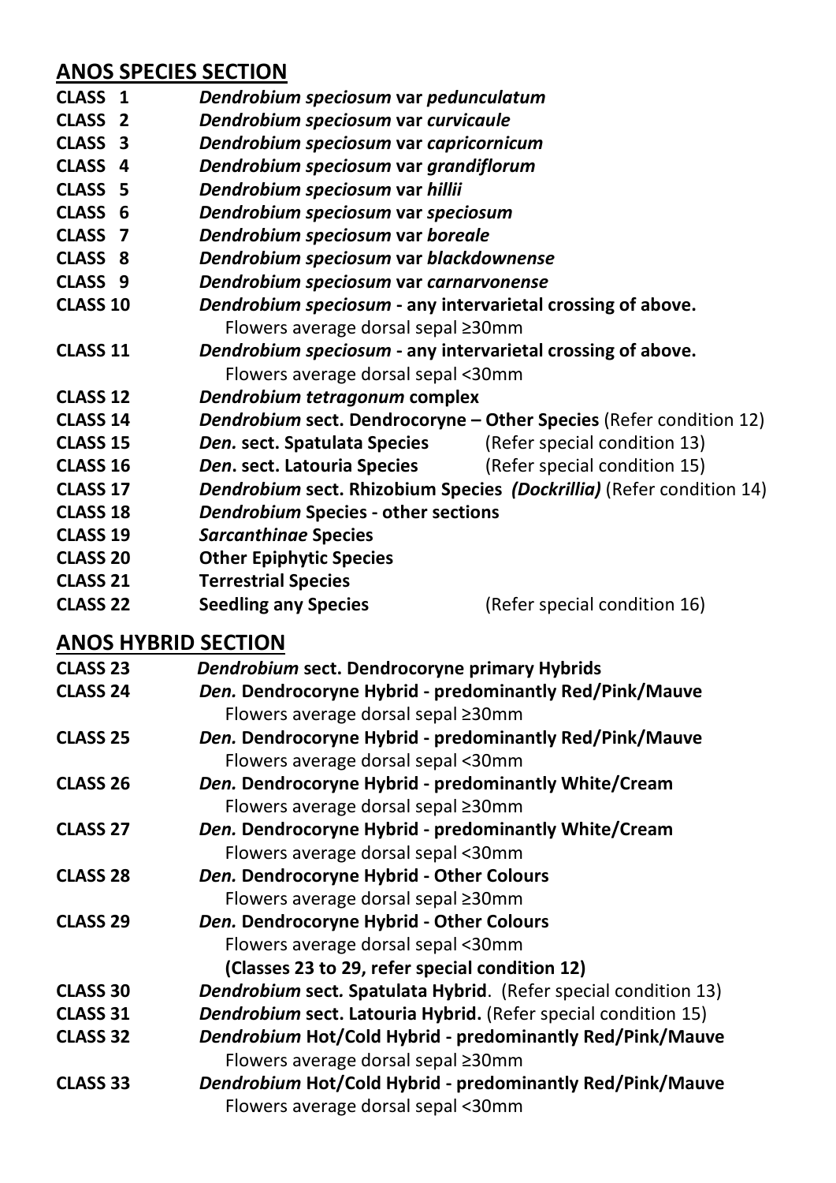## ANOS SPECIES SECTION

**CLASS 1** ***Dendrobium speciosum*** **var** ***pedunculatum***

**CLASS 2** ***Dendrobium speciosum*** **var** ***curvicaule***

**CLASS 3** ***Dendrobium speciosum*** **var** ***capricornicum***

**CLASS 4** ***Dendrobium speciosum*** **var** ***grandiflorum***

**CLASS 5** ***Dendrobium speciosum*** **var** ***hillii***

**CLASS 6** ***Dendrobium speciosum*** **var** ***speciosum***

**CLASS 7** ***Dendrobium speciosum*** **var** ***boreale***

**CLASS 8** ***Dendrobium speciosum*** **var** ***blackdownense***

**CLASS 9** ***Dendrobium speciosum*** **var** ***carnarvonense***

**CLASS 10** ***Dendrobium speciosum*** **- any intervarietal crossing of above.**
Flowers average dorsal sepal ≥30mm

**CLASS 11** ***Dendrobium speciosum*** **- any intervarietal crossing of above.**
Flowers average dorsal sepal <30mm

**CLASS 12** ***Dendrobium tetragonum*** **complex**

**CLASS 14** ***Dendrobium*** **sect. Dendrocoryne – Other Species** (Refer condition 12)

**CLASS 15** ***Den.*** **sect. Spatulata Species** (Refer special condition 13)

**CLASS 16** ***Den*****. sect. Latouria Species** (Refer special condition 15)

**CLASS 17** ***Dendrobium*** **sect. Rhizobium Species** ***(Dockrillia)*** (Refer condition 14)

**CLASS 18** ***Dendrobium*** **Species - other sections**

**CLASS 19** ***Sarcanthinae*** **Species**

**CLASS 20** **Other Epiphytic Species**

**CLASS 21** **Terrestrial Species**

**CLASS 22** **Seedling any Species** (Refer special condition 16)

## ANOS HYBRID SECTION

**CLASS 23** ***Dendrobium*** **sect. Dendrocoryne primary Hybrids**

**CLASS 24** ***Den.*** **Dendrocoryne Hybrid - predominantly Red/Pink/Mauve**
Flowers average dorsal sepal ≥30mm

**CLASS 25** ***Den.*** **Dendrocoryne Hybrid - predominantly Red/Pink/Mauve**
Flowers average dorsal sepal <30mm

**CLASS 26** ***Den.*** **Dendrocoryne Hybrid - predominantly White/Cream**
Flowers average dorsal sepal ≥30mm

**CLASS 27** ***Den.*** **Dendrocoryne Hybrid - predominantly White/Cream**
Flowers average dorsal sepal <30mm

**CLASS 28** ***Den.*** **Dendrocoryne Hybrid - Other Colours**
Flowers average dorsal sepal ≥30mm

**CLASS 29** ***Den.*** **Dendrocoryne Hybrid - Other Colours**
Flowers average dorsal sepal <30mm
**(Classes 23 to 29, refer special condition 12)**

**CLASS 30** ***Dendrobium*** **sect. Spatulata Hybrid**. (Refer special condition 13)

**CLASS 31** ***Dendrobium*** **sect. Latouria Hybrid.** (Refer special condition 15)

**CLASS 32** ***Dendrobium*** **Hot/Cold Hybrid - predominantly Red/Pink/Mauve**
Flowers average dorsal sepal ≥30mm

**CLASS 33** ***Dendrobium*** **Hot/Cold Hybrid - predominantly Red/Pink/Mauve**
Flowers average dorsal sepal <30mm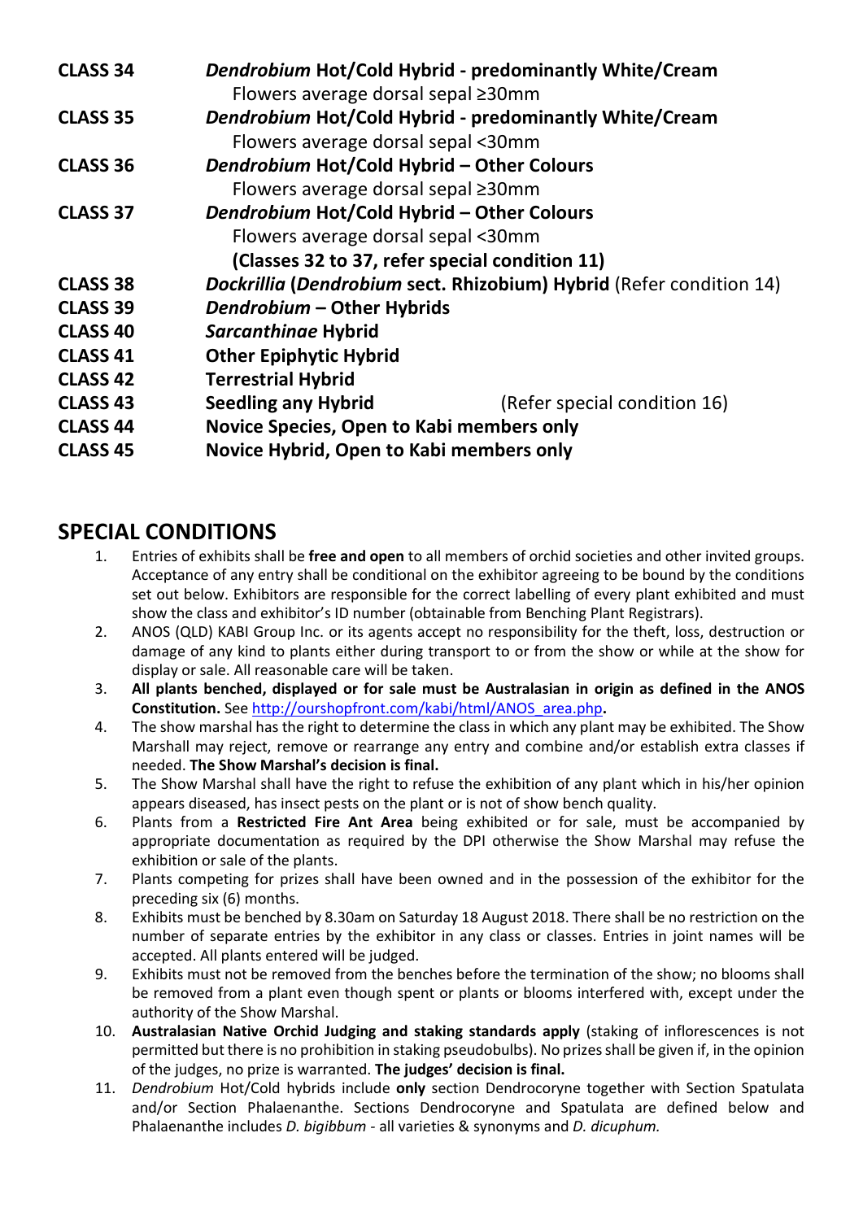**CLASS 34** ***Dendrobium*** **Hot/Cold Hybrid - predominantly White/Cream**
Flowers average dorsal sepal ≥30mm

**CLASS 35** ***Dendrobium*** **Hot/Cold Hybrid - predominantly White/Cream**
Flowers average dorsal sepal <30mm

**CLASS 36** ***Dendrobium*** **Hot/Cold Hybrid – Other Colours**
Flowers average dorsal sepal ≥30mm

**CLASS 37** ***Dendrobium*** **Hot/Cold Hybrid – Other Colours**
Flowers average dorsal sepal <30mm
**(Classes 32 to 37, refer special condition 11)**

**CLASS 38** ***Dockrillia*** **(*Dendrobium* sect. Rhizobium) Hybrid** (Refer condition 14)

**CLASS 39** ***Dendrobium*** **– Other Hybrids**

**CLASS 40** ***Sarcanthinae*** **Hybrid**

**CLASS 41** **Other Epiphytic Hybrid**

**CLASS 42** **Terrestrial Hybrid**

**CLASS 43** **Seedling any Hybrid** (Refer special condition 16)

**CLASS 44** **Novice Species, Open to Kabi members only**

**CLASS 45** **Novice Hybrid, Open to Kabi members only**

## SPECIAL CONDITIONS

1. Entries of exhibits shall be **free and open** to all members of orchid societies and other invited groups. Acceptance of any entry shall be conditional on the exhibitor agreeing to be bound by the conditions set out below. Exhibitors are responsible for the correct labelling of every plant exhibited and must show the class and exhibitor's ID number (obtainable from Benching Plant Registrars).
2. ANOS (QLD) KABI Group Inc. or its agents accept no responsibility for the theft, loss, destruction or damage of any kind to plants either during transport to or from the show or while at the show for display or sale. All reasonable care will be taken.
3. **All plants benched, displayed or for sale must be Australasian in origin as defined in the ANOS Constitution.** See http://ourshopfront.com/kabi/html/ANOS_area.php**.**
4. The show marshal has the right to determine the class in which any plant may be exhibited. The Show Marshall may reject, remove or rearrange any entry and combine and/or establish extra classes if needed. **The Show Marshal's decision is final.**
5. The Show Marshal shall have the right to refuse the exhibition of any plant which in his/her opinion appears diseased, has insect pests on the plant or is not of show bench quality.
6. Plants from a **Restricted Fire Ant Area** being exhibited or for sale, must be accompanied by appropriate documentation as required by the DPI otherwise the Show Marshal may refuse the exhibition or sale of the plants.
7. Plants competing for prizes shall have been owned and in the possession of the exhibitor for the preceding six (6) months.
8. Exhibits must be benched by 8.30am on Saturday 18 August 2018. There shall be no restriction on the number of separate entries by the exhibitor in any class or classes. Entries in joint names will be accepted. All plants entered will be judged.
9. Exhibits must not be removed from the benches before the termination of the show; no blooms shall be removed from a plant even though spent or plants or blooms interfered with, except under the authority of the Show Marshal.
10. **Australasian Native Orchid Judging and staking standards apply** (staking of inflorescences is not permitted but there is no prohibition in staking pseudobulbs). No prizes shall be given if, in the opinion of the judges, no prize is warranted. **The judges' decision is final.**
11. *Dendrobium* Hot/Cold hybrids include **only** section Dendrocoryne together with Section Spatulata and/or Section Phalaenanthe. Sections Dendrocoryne and Spatulata are defined below and Phalaenanthe includes *D. bigibbum* - all varieties & synonyms and *D. dicuphum.*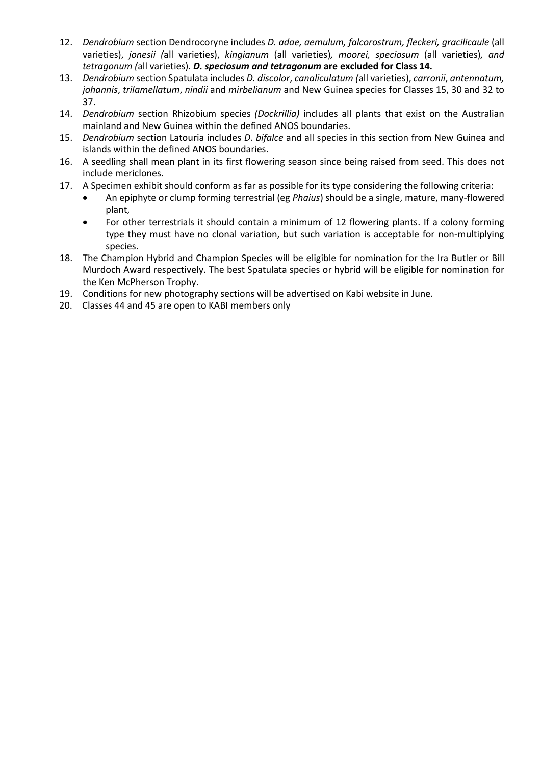12. *Dendrobium* section Dendrocoryne includes *D. adae, aemulum, falcorostrum, fleckeri, gracilicaule* (all varieties), *jonesii (*all varieties), *kingianum* (all varieties)*, moorei, speciosum* (all varieties)*, and tetragonum (*all varieties)*. **D. speciosum and tetragonum*** **are excluded for Class 14.**
13. *Dendrobium* section Spatulata includes *D. discolor*, *canaliculatum (*all varieties), *carronii*, *antennatum, johannis*, *trilamellatum*, *nindii* and *mirbelianum* and New Guinea species for Classes 15, 30 and 32 to 37.
14. *Dendrobium* section Rhizobium species *(Dockrillia)* includes all plants that exist on the Australian mainland and New Guinea within the defined ANOS boundaries.
15. *Dendrobium* section Latouria includes *D. bifalce* and all species in this section from New Guinea and islands within the defined ANOS boundaries.
16. A seedling shall mean plant in its first flowering season since being raised from seed. This does not include mericlones.
17. A Specimen exhibit should conform as far as possible for its type considering the following criteria:
    - An epiphyte or clump forming terrestrial (eg *Phaius*) should be a single, mature, many-flowered plant,
    - For other terrestrials it should contain a minimum of 12 flowering plants. If a colony forming type they must have no clonal variation, but such variation is acceptable for non-multiplying species.
18. The Champion Hybrid and Champion Species will be eligible for nomination for the Ira Butler or Bill Murdoch Award respectively. The best Spatulata species or hybrid will be eligible for nomination for the Ken McPherson Trophy.
19. Conditions for new photography sections will be advertised on Kabi website in June.
20. Classes 44 and 45 are open to KABI members only